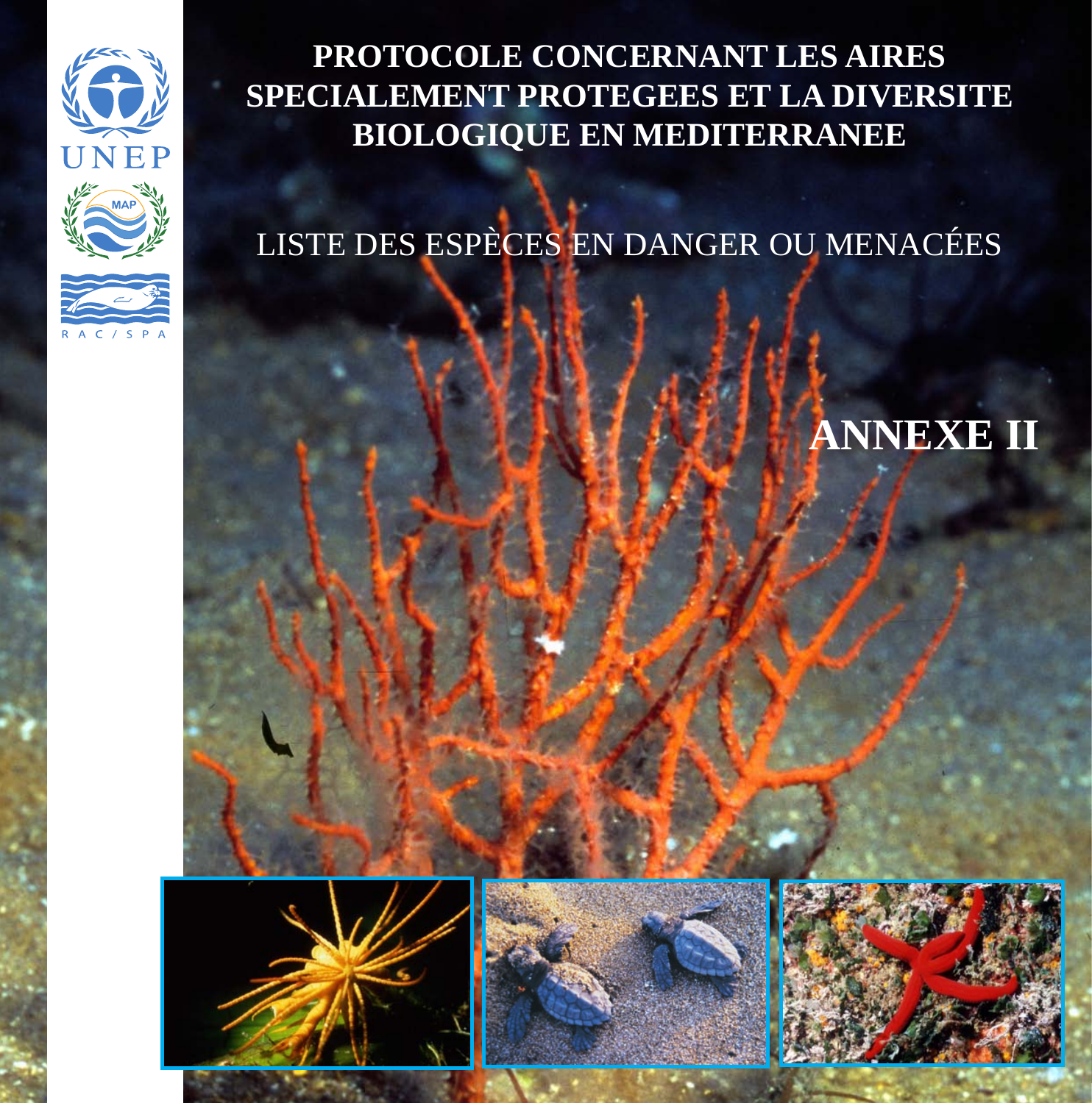UNEP

MAP

RAC/SPA

# PROTOCOLE CONCERNANT LES AIRES SPECIALEMENT PROTEGEES ET LA DIVERSITE BIOLOGIQUE EN MEDITERRANEE

## LISTE DES ESPÈCES EN DANGER OU MENACÉES

## ANNEXE II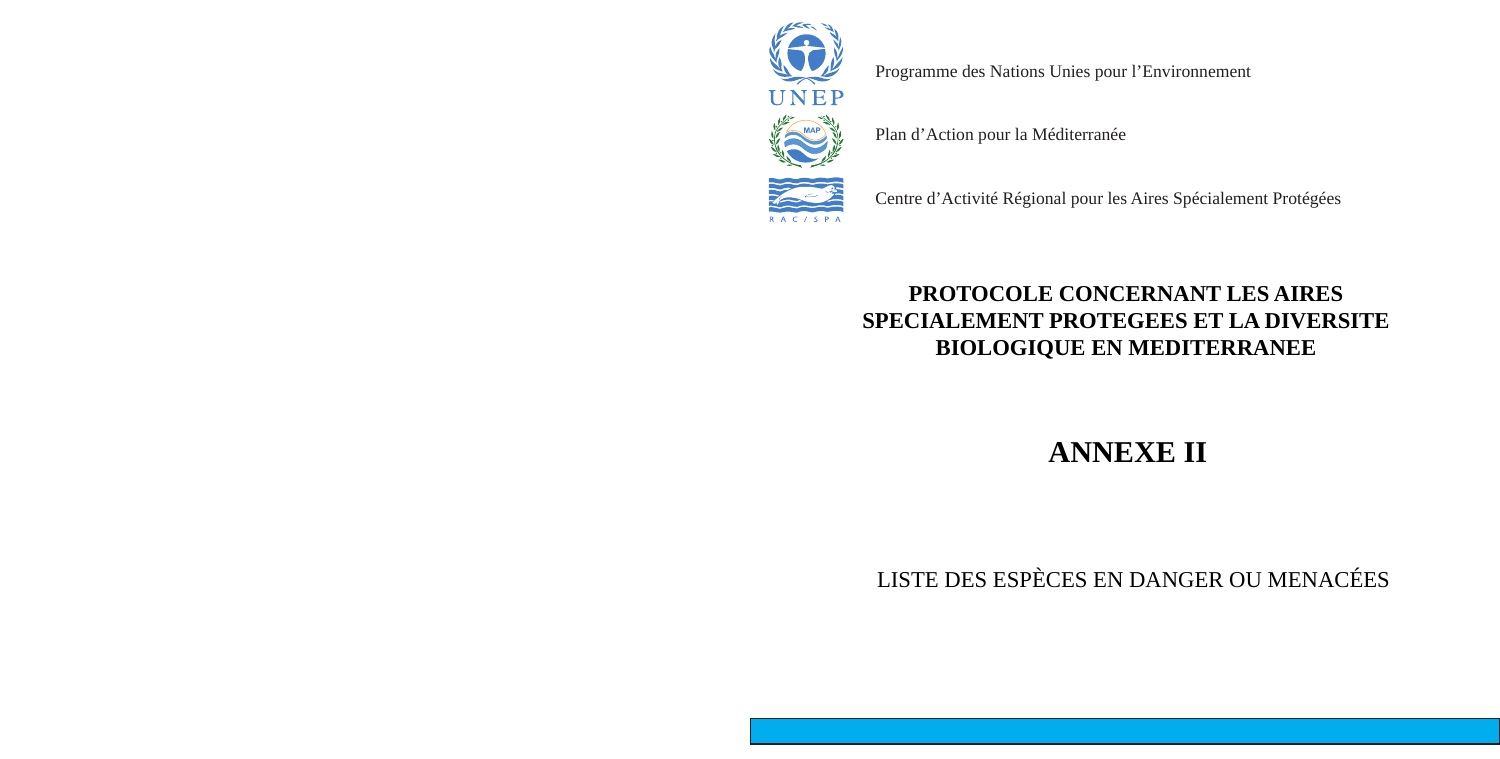Programme des Nations Unies pour l'Environnement

Plan d'Action pour la Méditerranée

Centre d'Activité Régional pour les Aires Spécialement Protégées

# PROTOCOLE CONCERNANT LES AIRES SPECIALEMENT PROTEGEES ET LA DIVERSITE BIOLOGIQUE EN MEDITERRANEE

# ANNEXE II

LISTE DES ESPÈCES EN DANGER OU MENACÉES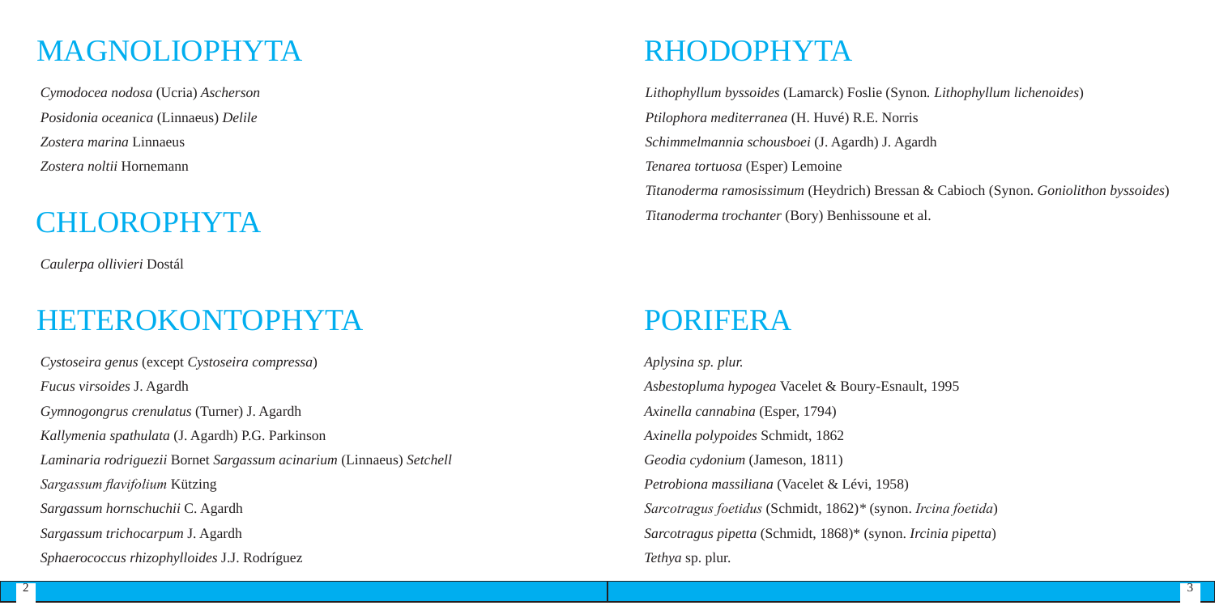# MAGNOLIOPHYTA

*Cymodocea nodosa* (Ucria) *Ascherson*

*Posidonia oceanica* (Linnaeus) *Delile*

*Zostera marina* Linnaeus

*Zostera noltii* Hornemann

# CHLOROPHYTA

*Caulerpa ollivieri* Dostál

# HETEROKONTOPHYTA

*Cystoseira genus* (except *Cystoseira compressa*)

*Fucus virsoides* J. Agardh

*Gymnogongrus crenulatus* (Turner) J. Agardh

*Kallymenia spathulata* (J. Agardh) P.G. Parkinson

*Laminaria rodriguezii* Bornet *Sargassum acinarium* (Linnaeus) *Setchell*

*Sargassum flavifolium* Kützing

*Sargassum hornschuchii* C. Agardh

*Sargassum trichocarpum* J. Agardh

*Sphaerococcus rhizophylloides* J.J. Rodríguez

# RHODOPHYTA

*Lithophyllum byssoides* (Lamarck) Foslie (Synon. *Lithophyllum lichenoides*)

*Ptilophora mediterranea* (H. Huvé) R.E. Norris

*Schimmelmannia schousboei* (J. Agardh) J. Agardh

*Tenarea tortuosa* (Esper) Lemoine

*Titanoderma ramosissimum* (Heydrich) Bressan & Cabioch (Synon. *Goniolithon byssoides*)

*Titanoderma trochanter* (Bory) Benhissoune et al.

# PORIFERA

*Aplysina sp. plur.*

*Asbestopluma hypogea* Vacelet & Boury-Esnault, 1995

*Axinella cannabina* (Esper, 1794)

*Axinella polypoides* Schmidt, 1862

*Geodia cydonium* (Jameson, 1811)

*Petrobiona massiliana* (Vacelet & Lévi, 1958)

*Sarcotragus foetidus* (Schmidt, 1862)* (synon. *Ircina foetida*)

*Sarcotragus pipetta* (Schmidt, 1868)* (synon. *Ircinia pipetta*)

*Tethya* sp. plur.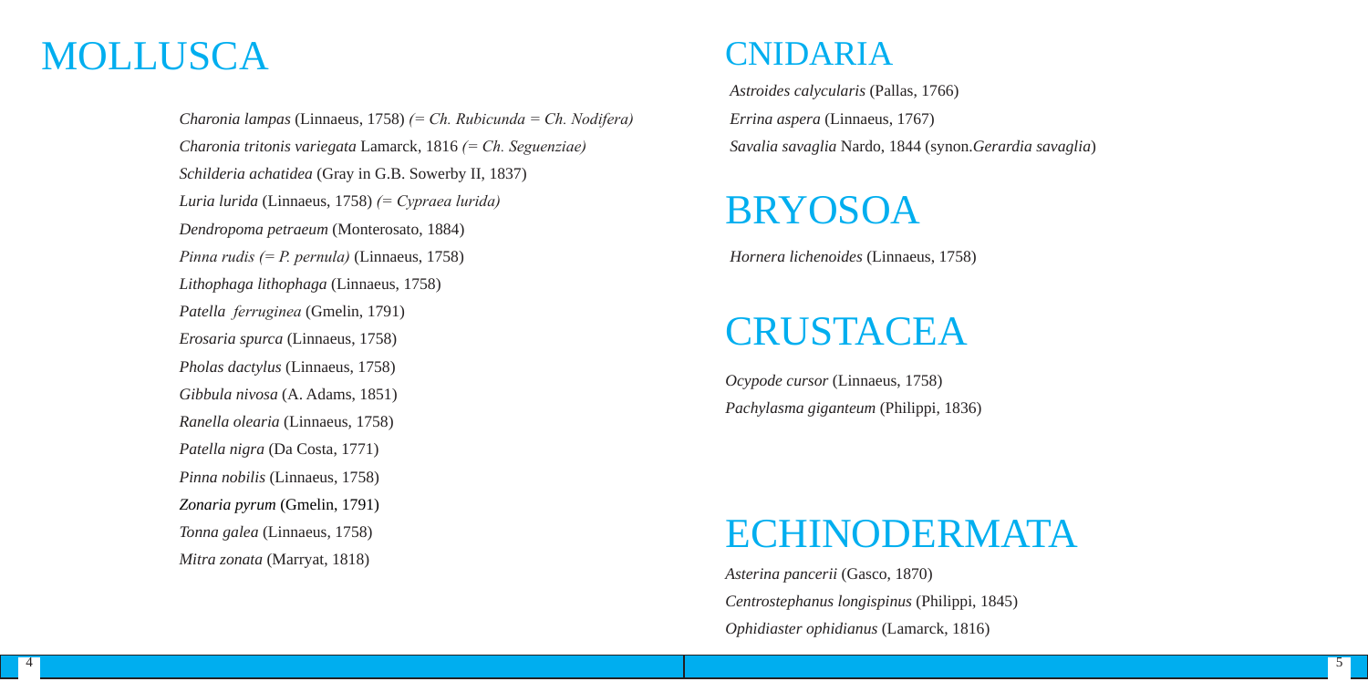# MOLLUSCA

*Charonia lampas* (Linnaeus, 1758) *(= Ch. Rubicunda = Ch. Nodifera)*
*Charonia tritonis variegata* Lamarck, 1816 *(= Ch. Seguenziae)*
*Schilderia achatidea* (Gray in G.B. Sowerby II, 1837)
*Luria lurida* (Linnaeus, 1758) *(= Cypraea lurida)*
*Dendropoma petraeum* (Monterosato, 1884)
*Pinna rudis (= P. pernula)* (Linnaeus, 1758)
*Lithophaga lithophaga* (Linnaeus, 1758)
*Patella ferruginea* (Gmelin, 1791)
*Erosaria spurca* (Linnaeus, 1758)
*Pholas dactylus* (Linnaeus, 1758)
*Gibbula nivosa* (A. Adams, 1851)
*Ranella olearia* (Linnaeus, 1758)
*Patella nigra* (Da Costa, 1771)
*Pinna nobilis* (Linnaeus, 1758)
*Zonaria pyrum* (Gmelin, 1791)
*Tonna galea* (Linnaeus, 1758)
*Mitra zonata* (Marryat, 1818)

# CNIDARIA

*Astroides calycularis* (Pallas, 1766)
*Errina aspera* (Linnaeus, 1767)
*Savalia savaglia* Nardo, 1844 (synon.*Gerardia savaglia*)

# BRYOSOA

*Hornera lichenoides* (Linnaeus, 1758)

# CRUSTACEA

*Ocypode cursor* (Linnaeus, 1758)
*Pachylasma giganteum* (Philippi, 1836)

# ECHINODERMATA

*Asterina pancerii* (Gasco, 1870)
*Centrostephanus longispinus* (Philippi, 1845)
*Ophidiaster ophidianus* (Lamarck, 1816)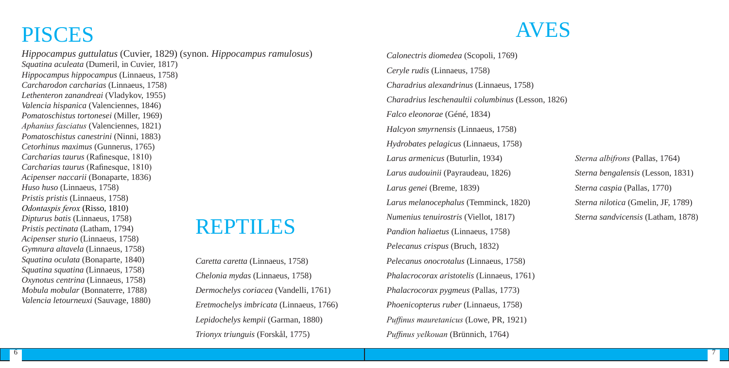# PISCES

*Hippocampus guttulatus* (Cuvier, 1829) (synon. *Hippocampus ramulosus*)
*Squatina aculeata* (Dumeril, in Cuvier, 1817)
*Hippocampus hippocampus* (Linnaeus, 1758)
*Carcharodon carcharias* (Linnaeus, 1758)
*Lethenteron zanandreai* (Vladykov, 1955)
*Valencia hispanica* (Valenciennes, 1846)
*Pomatoschistus tortonesei* (Miller, 1969)
*Aphanius fasciatus* (Valenciennes, 1821)
*Pomatoschistus canestrini* (Ninni, 1883)
*Cetorhinus maximus* (Gunnerus, 1765)
*Carcharias taurus* (Rafinesque, 1810)
*Carcharias taurus* (Rafinesque, 1810)
*Acipenser naccarii* (Bonaparte, 1836)
*Huso huso* (Linnaeus, 1758)
*Pristis pristis* (Linnaeus, 1758)
*Odontaspis ferox* (Risso, 1810)
*Dipturus batis* (Linnaeus, 1758)
*Pristis pectinata* (Latham, 1794)
*Acipenser sturio* (Linnaeus, 1758)
*Gymnura altavela* (Linnaeus, 1758)
*Squatina oculata* (Bonaparte, 1840)
*Squatina squatina* (Linnaeus, 1758)
*Oxynotus centrina* (Linnaeus, 1758)
*Mobula mobular* (Bonnaterre, 1788)
*Valencia letourneuxi* (Sauvage, 1880)

# REPTILES

*Caretta caretta* (Linnaeus, 1758)
*Chelonia mydas* (Linnaeus, 1758)
*Dermochelys coriacea* (Vandelli, 1761)
*Eretmochelys imbricata* (Linnaeus, 1766)
*Lepidochelys kempii* (Garman, 1880)
*Trionyx triunguis* (Forskål, 1775)

# AVES

*Calonectris diomedea* (Scopoli, 1769)
*Ceryle rudis* (Linnaeus, 1758)
*Charadrius alexandrinus* (Linnaeus, 1758)
*Charadrius leschenaultii columbinus* (Lesson, 1826)
*Falco eleonorae* (Géné, 1834)
*Halcyon smyrnensis* (Linnaeus, 1758)
*Hydrobates pelagicus* (Linnaeus, 1758)
*Larus armenicus* (Buturlin, 1934)
*Larus audouinii* (Payraudeau, 1826)
*Larus genei* (Breme, 1839)
*Larus melanocephalus* (Temminck, 1820)
*Numenius tenuirostris* (Viellot, 1817)
*Pandion haliaetus* (Linnaeus, 1758)
*Pelecanus crispus* (Bruch, 1832)
*Pelecanus onocrotalus* (Linnaeus, 1758)
*Phalacrocorax aristotelis* (Linnaeus, 1761)
*Phalacrocorax pygmeus* (Pallas, 1773)
*Phoenicopterus ruber* (Linnaeus, 1758)
*Puffinus mauretanicus* (Lowe, PR, 1921)
*Puffinus yelkouan* (Brünnich, 1764)
*Sterna albifrons* (Pallas, 1764)
*Sterna bengalensis* (Lesson, 1831)
*Sterna caspia* (Pallas, 1770)
*Sterna nilotica* (Gmelin, JF, 1789)
*Sterna sandvicensis* (Latham, 1878)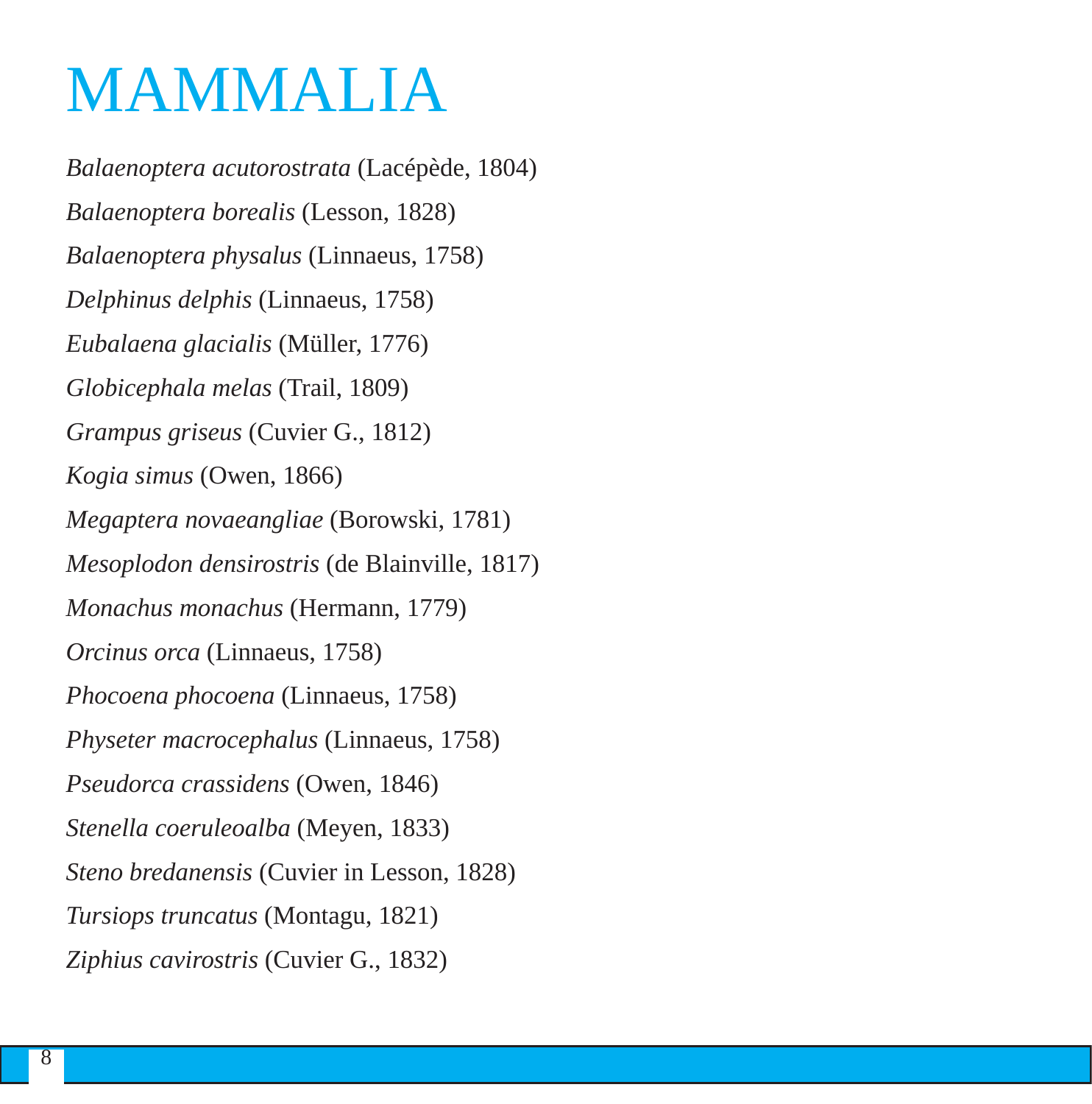# MAMMALIA

*Balaenoptera acutorostrata* (Lacépède, 1804)

*Balaenoptera borealis* (Lesson, 1828)

*Balaenoptera physalus* (Linnaeus, 1758)

*Delphinus delphis* (Linnaeus, 1758)

*Eubalaena glacialis* (Müller, 1776)

*Globicephala melas* (Trail, 1809)

*Grampus griseus* (Cuvier G., 1812)

*Kogia simus* (Owen, 1866)

*Megaptera novaeangliae* (Borowski, 1781)

*Mesoplodon densirostris* (de Blainville, 1817)

*Monachus monachus* (Hermann, 1779)

*Orcinus orca* (Linnaeus, 1758)

*Phocoena phocoena* (Linnaeus, 1758)

*Physeter macrocephalus* (Linnaeus, 1758)

*Pseudorca crassidens* (Owen, 1846)

*Stenella coeruleoalba* (Meyen, 1833)

*Steno bredanensis* (Cuvier in Lesson, 1828)

*Tursiops truncatus* (Montagu, 1821)

*Ziphius cavirostris* (Cuvier G., 1832)